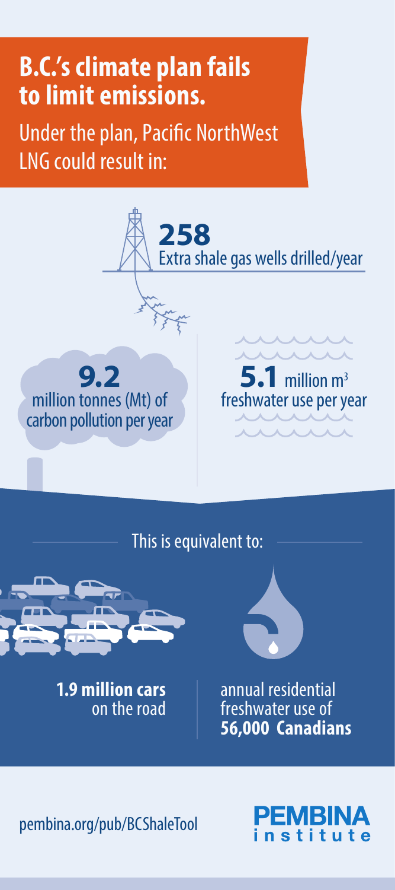# B.C.'s climate plan fails to limit emissions.

Under the plan, Pacific NorthWest LNG could result in:

**258**
Extra shale gas wells drilled/year

**9.2**
million tonnes (Mt) of carbon pollution per year

**5.1** million $m^3$
freshwater use per year

This is equivalent to:

**1.9 million cars** on the road

annual residential freshwater use of **56,000 Canadians**

pembina.org/pub/BCShaleTool

PEMBINA institute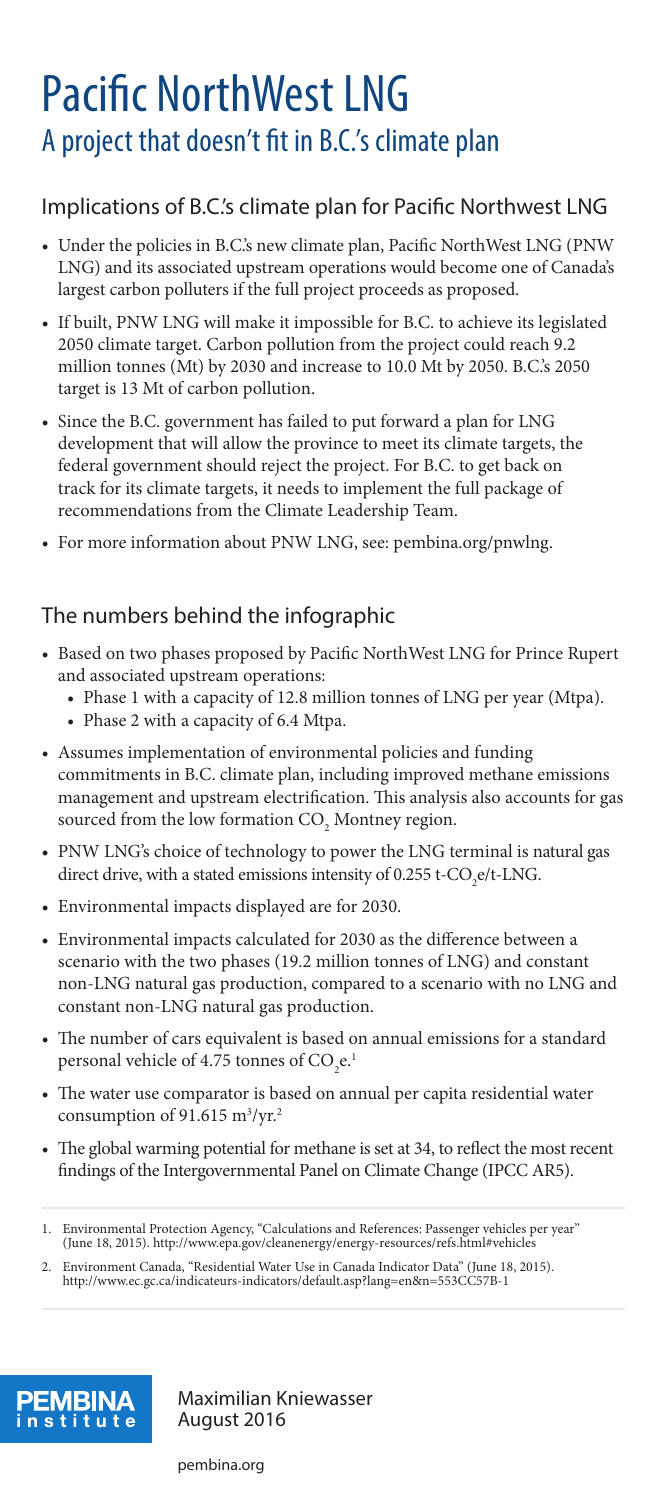# Pacific NorthWest LNG

## A project that doesn't fit in B.C.'s climate plan

### Implications of B.C.'s climate plan for Pacific Northwest LNG

- Under the policies in B.C.'s new climate plan, Pacific NorthWest LNG (PNW LNG) and its associated upstream operations would become one of Canada's largest carbon polluters if the full project proceeds as proposed.
- If built, PNW LNG will make it impossible for B.C. to achieve its legislated 2050 climate target. Carbon pollution from the project could reach 9.2 million tonnes (Mt) by 2030 and increase to 10.0 Mt by 2050. B.C.'s 2050 target is 13 Mt of carbon pollution.
- Since the B.C. government has failed to put forward a plan for LNG development that will allow the province to meet its climate targets, the federal government should reject the project. For B.C. to get back on track for its climate targets, it needs to implement the full package of recommendations from the Climate Leadership Team.
- For more information about PNW LNG, see: pembina.org/pnwlng.

### The numbers behind the infographic

- Based on two phases proposed by Pacific NorthWest LNG for Prince Rupert and associated upstream operations:
  - Phase 1 with a capacity of 12.8 million tonnes of LNG per year (Mtpa).
  - Phase 2 with a capacity of 6.4 Mtpa.
- Assumes implementation of environmental policies and funding commitments in B.C. climate plan, including improved methane emissions management and upstream electrification. This analysis also accounts for gas sourced from the low formation $CO_2$ Montney region.
- PNW LNG's choice of technology to power the LNG terminal is natural gas direct drive, with a stated emissions intensity of 0.255 t-$CO_2$e/t-LNG.
- Environmental impacts displayed are for 2030.
- Environmental impacts calculated for 2030 as the difference between a scenario with the two phases (19.2 million tonnes of LNG) and constant non-LNG natural gas production, compared to a scenario with no LNG and constant non-LNG natural gas production.
- The number of cars equivalent is based on annual emissions for a standard personal vehicle of 4.75 tonnes of $CO_2$e.[1]
- The water use comparator is based on annual per capita residential water consumption of 91.615 $m^3$/yr.[2]
- The global warming potential for methane is set at 34, to reflect the most recent findings of the Intergovernmental Panel on Climate Change (IPCC AR5).

1. Environmental Protection Agency, "Calculations and References: Passenger vehicles per year" (June 18, 2015). http://www.epa.gov/cleanenergy/energy-resources/refs.html#vehicles
2. Environment Canada, "Residential Water Use in Canada Indicator Data" (June 18, 2015). http://www.ec.gc.ca/indicateurs-indicators/default.asp?lang=en&n=553CC57B-1

PEMBINA institute

Maximilian Kniewasser
August 2016

pembina.org